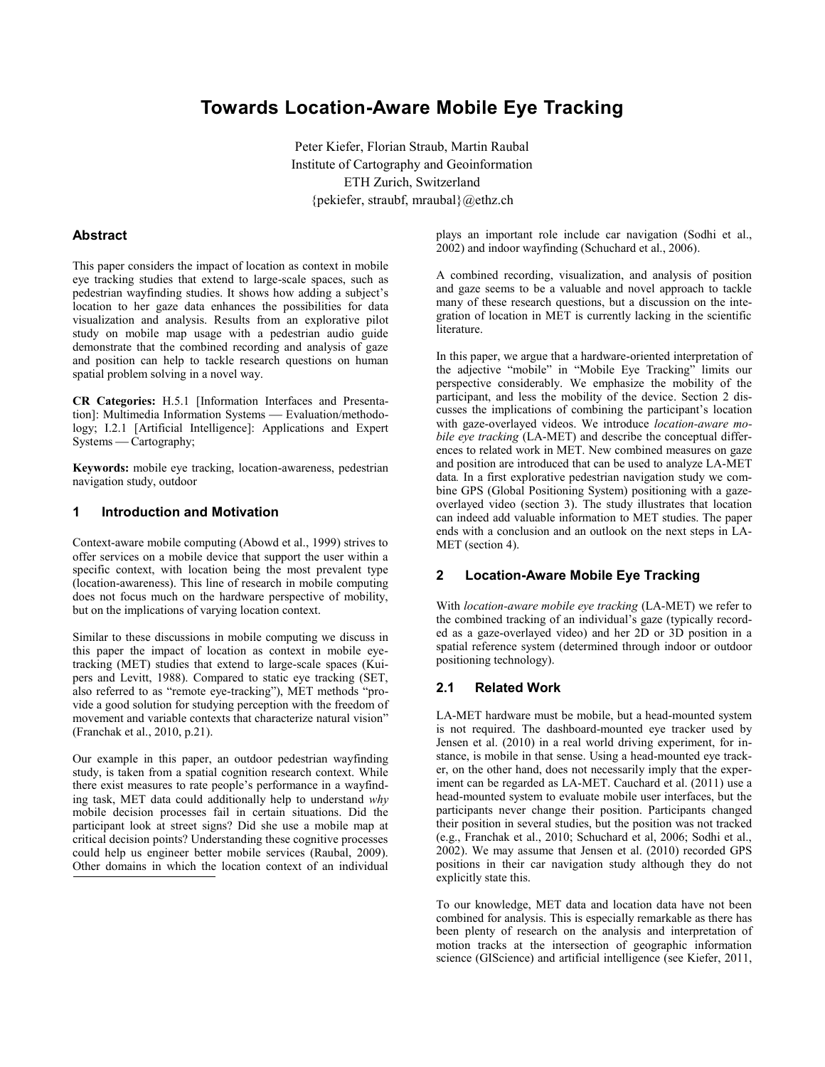# Towards Location-Aware Mobile Eye Tracking

Peter Kiefer, Florian Straub, Martin Raubal
Institute of Cartography and Geoinformation
ETH Zurich, Switzerland
{pekiefer, straubf, mraubal}@ethz.ch

## Abstract

This paper considers the impact of location as context in mobile eye tracking studies that extend to large-scale spaces, such as pedestrian wayfinding studies. It shows how adding a subject's location to her gaze data enhances the possibilities for data visualization and analysis. Results from an explorative pilot study on mobile map usage with a pedestrian audio guide demonstrate that the combined recording and analysis of gaze and position can help to tackle research questions on human spatial problem solving in a novel way.

**CR Categories:** H.5.1 [Information Interfaces and Presentation]: Multimedia Information Systems — Evaluation/methodology; I.2.1 [Artificial Intelligence]: Applications and Expert Systems — Cartography;

**Keywords:** mobile eye tracking, location-awareness, pedestrian navigation study, outdoor

## 1 Introduction and Motivation

Context-aware mobile computing (Abowd et al., 1999) strives to offer services on a mobile device that support the user within a specific context, with location being the most prevalent type (location-awareness). This line of research in mobile computing does not focus much on the hardware perspective of mobility, but on the implications of varying location context.

Similar to these discussions in mobile computing we discuss in this paper the impact of location as context in mobile eye-tracking (MET) studies that extend to large-scale spaces (Kuipers and Levitt, 1988). Compared to static eye tracking (SET, also referred to as "remote eye-tracking"), MET methods "provide a good solution for studying perception with the freedom of movement and variable contexts that characterize natural vision" (Franchak et al., 2010, p.21).

Our example in this paper, an outdoor pedestrian wayfinding study, is taken from a spatial cognition research context. While there exist measures to rate people's performance in a wayfinding task, MET data could additionally help to understand *why* mobile decision processes fail in certain situations. Did the participant look at street signs? Did she use a mobile map at critical decision points? Understanding these cognitive processes could help us engineer better mobile services (Raubal, 2009). Other domains in which the location context of an individual plays an important role include car navigation (Sodhi et al., 2002) and indoor wayfinding (Schuchard et al., 2006).

A combined recording, visualization, and analysis of position and gaze seems to be a valuable and novel approach to tackle many of these research questions, but a discussion on the integration of location in MET is currently lacking in the scientific literature.

In this paper, we argue that a hardware-oriented interpretation of the adjective "mobile" in "Mobile Eye Tracking" limits our perspective considerably. We emphasize the mobility of the participant, and less the mobility of the device. Section 2 discusses the implications of combining the participant's location with gaze-overlayed videos. We introduce *location-aware mobile eye tracking* (LA-MET) and describe the conceptual differences to related work in MET. New combined measures on gaze and position are introduced that can be used to analyze LA-MET data. In a first explorative pedestrian navigation study we combine GPS (Global Positioning System) positioning with a gaze-overlayed video (section 3). The study illustrates that location can indeed add valuable information to MET studies. The paper ends with a conclusion and an outlook on the next steps in LA-MET (section 4).

## 2 Location-Aware Mobile Eye Tracking

With *location-aware mobile eye tracking* (LA-MET) we refer to the combined tracking of an individual's gaze (typically recorded as a gaze-overlayed video) and her 2D or 3D position in a spatial reference system (determined through indoor or outdoor positioning technology).

### 2.1 Related Work

LA-MET hardware must be mobile, but a head-mounted system is not required. The dashboard-mounted eye tracker used by Jensen et al. (2010) in a real world driving experiment, for instance, is mobile in that sense. Using a head-mounted eye tracker, on the other hand, does not necessarily imply that the experiment can be regarded as LA-MET. Cauchard et al. (2011) use a head-mounted system to evaluate mobile user interfaces, but the participants never change their position. Participants changed their position in several studies, but the position was not tracked (e.g., Franchak et al., 2010; Schuchard et al, 2006; Sodhi et al., 2002). We may assume that Jensen et al. (2010) recorded GPS positions in their car navigation study although they do not explicitly state this.

To our knowledge, MET data and location data have not been combined for analysis. This is especially remarkable as there has been plenty of research on the analysis and interpretation of motion tracks at the intersection of geographic information science (GIScience) and artificial intelligence (see Kiefer, 2011,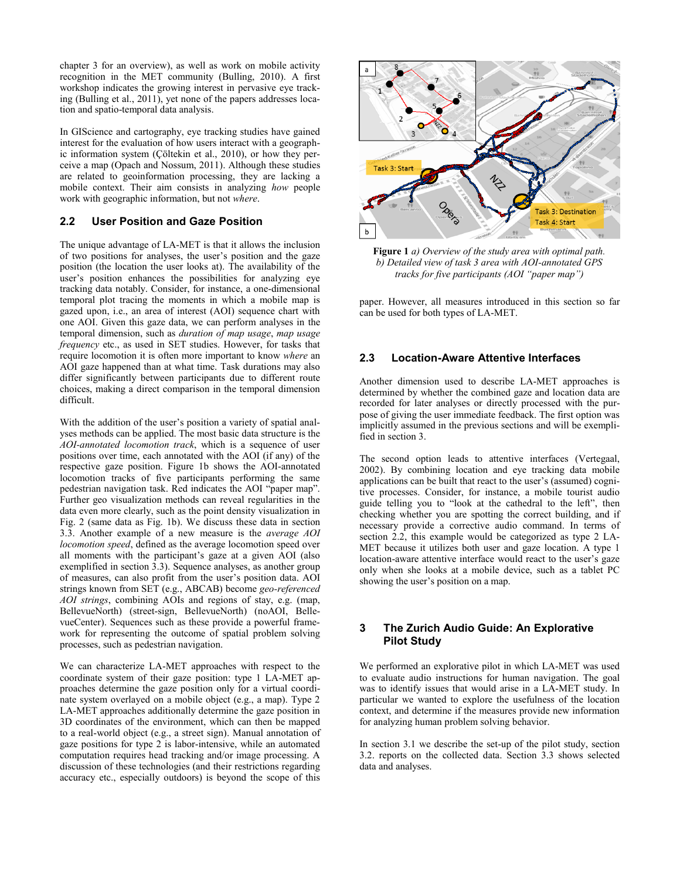chapter 3 for an overview), as well as work on mobile activity recognition in the MET community (Bulling, 2010). A first workshop indicates the growing interest in pervasive eye tracking (Bulling et al., 2011), yet none of the papers addresses location and spatio-temporal data analysis.

In GIScience and cartography, eye tracking studies have gained interest for the evaluation of how users interact with a geographic information system (Çöltekin et al., 2010), or how they perceive a map (Opach and Nossum, 2011). Although these studies are related to geoinformation processing, they are lacking a mobile context. Their aim consists in analyzing *how* people work with geographic information, but not *where*.

## 2.2 User Position and Gaze Position

The unique advantage of LA-MET is that it allows the inclusion of two positions for analyses, the user's position and the gaze position (the location the user looks at). The availability of the user's position enhances the possibilities for analyzing eye tracking data notably. Consider, for instance, a one-dimensional temporal plot tracing the moments in which a mobile map is gazed upon, i.e., an area of interest (AOI) sequence chart with one AOI. Given this gaze data, we can perform analyses in the temporal dimension, such as *duration of map usage*, *map usage frequency* etc., as used in SET studies. However, for tasks that require locomotion it is often more important to know *where* an AOI gaze happened than at what time. Task durations may also differ significantly between participants due to different route choices, making a direct comparison in the temporal dimension difficult.

With the addition of the user's position a variety of spatial analyses methods can be applied. The most basic data structure is the *AOI-annotated locomotion track*, which is a sequence of user positions over time, each annotated with the AOI (if any) of the respective gaze position. Figure 1b shows the AOI-annotated locomotion tracks of five participants performing the same pedestrian navigation task. Red indicates the AOI "paper map". Further geo visualization methods can reveal regularities in the data even more clearly, such as the point density visualization in Fig. 2 (same data as Fig. 1b). We discuss these data in section 3.3. Another example of a new measure is the *average AOI locomotion speed*, defined as the average locomotion speed over all moments with the participant's gaze at a given AOI (also exemplified in section 3.3). Sequence analyses, as another group of measures, can also profit from the user's position data. AOI strings known from SET (e.g., ABCAB) become *geo-referenced AOI strings*, combining AOIs and regions of stay, e.g. (map, BellevueNorth) (street-sign, BellevueNorth) (noAOI, BellevueCenter). Sequences such as these provide a powerful framework for representing the outcome of spatial problem solving processes, such as pedestrian navigation.

We can characterize LA-MET approaches with respect to the coordinate system of their gaze position: type 1 LA-MET approaches determine the gaze position only for a virtual coordinate system overlayed on a mobile object (e.g., a map). Type 2 LA-MET approaches additionally determine the gaze position in 3D coordinates of the environment, which can then be mapped to a real-world object (e.g., a street sign). Manual annotation of gaze positions for type 2 is labor-intensive, while an automated computation requires head tracking and/or image processing. A discussion of these technologies (and their restrictions regarding accuracy etc., especially outdoors) is beyond the scope of this paper. However, all measures introduced in this section so far can be used for both types of LA-MET.

**Figure 1** *a) Overview of the study area with optimal path. b) Detailed view of task 3 area with AOI-annotated GPS tracks for five participants (AOI "paper map")*

## 2.3 Location-Aware Attentive Interfaces

Another dimension used to describe LA-MET approaches is determined by whether the combined gaze and location data are recorded for later analyses or directly processed with the purpose of giving the user immediate feedback. The first option was implicitly assumed in the previous sections and will be exemplified in section 3.

The second option leads to attentive interfaces (Vertegaal, 2002). By combining location and eye tracking data mobile applications can be built that react to the user's (assumed) cognitive processes. Consider, for instance, a mobile tourist audio guide telling you to "look at the cathedral to the left", then checking whether you are spotting the correct building, and if necessary provide a corrective audio command. In terms of section 2.2, this example would be categorized as type 2 LA-MET because it utilizes both user and gaze location. A type 1 location-aware attentive interface would react to the user's gaze only when she looks at a mobile device, such as a tablet PC showing the user's position on a map.

## 3 The Zurich Audio Guide: An Explorative Pilot Study

We performed an explorative pilot in which LA-MET was used to evaluate audio instructions for human navigation. The goal was to identify issues that would arise in a LA-MET study. In particular we wanted to explore the usefulness of the location context, and determine if the measures provide new information for analyzing human problem solving behavior.

In section 3.1 we describe the set-up of the pilot study, section 3.2. reports on the collected data. Section 3.3 shows selected data and analyses.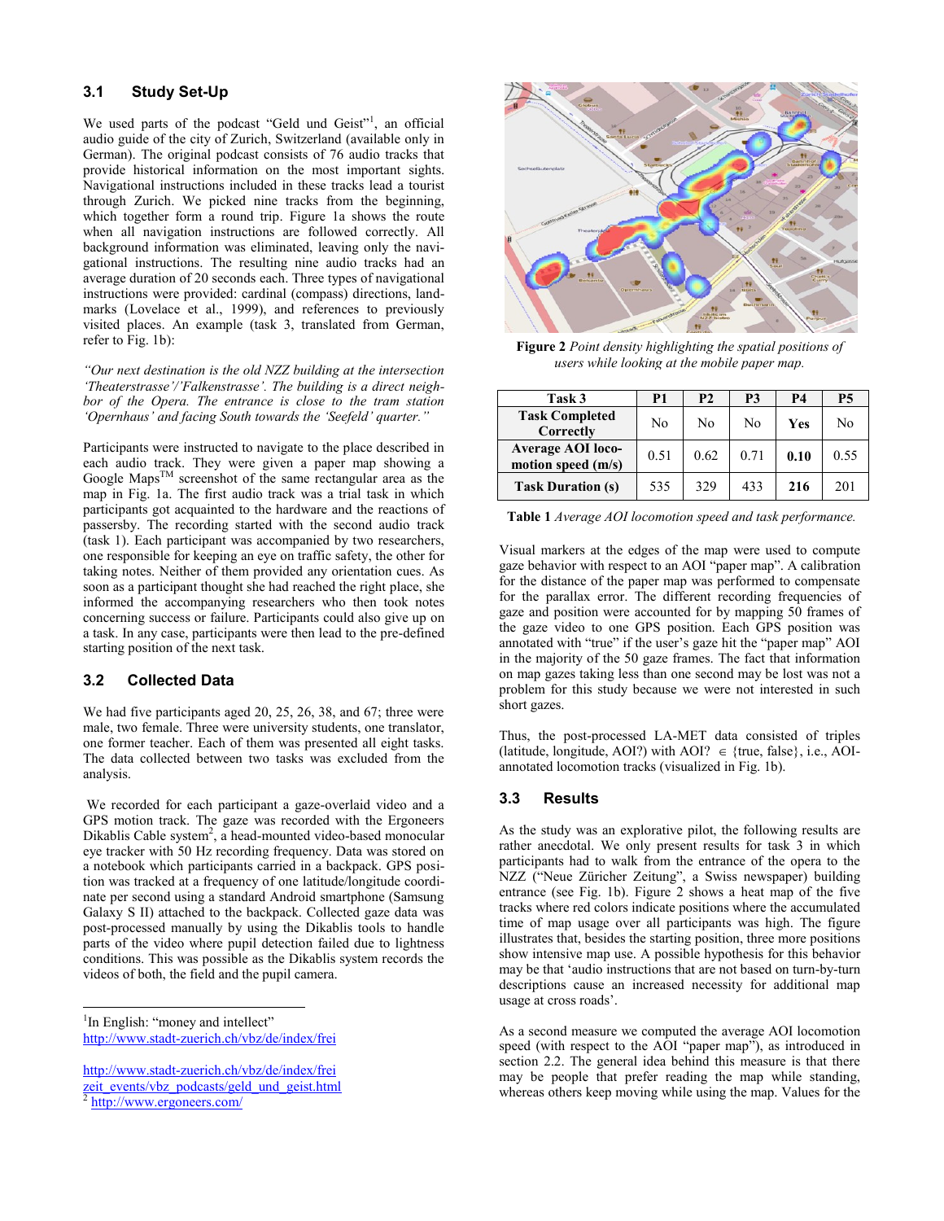### 3.1 Study Set-Up

We used parts of the podcast "Geld und Geist"[1], an official audio guide of the city of Zurich, Switzerland (available only in German). The original podcast consists of 76 audio tracks that provide historical information on the most important sights. Navigational instructions included in these tracks lead a tourist through Zurich. We picked nine tracks from the beginning, which together form a round trip. Figure 1a shows the route when all navigation instructions are followed correctly. All background information was eliminated, leaving only the navigational instructions. The resulting nine audio tracks had an average duration of 20 seconds each. Three types of navigational instructions were provided: cardinal (compass) directions, landmarks (Lovelace et al., 1999), and references to previously visited places. An example (task 3, translated from German, refer to Fig. 1b):

*"Our next destination is the old NZZ building at the intersection 'Theaterstrasse'/'Falkenstrasse'. The building is a direct neighbor of the Opera. The entrance is close to the tram station 'Opernhaus' and facing South towards the 'Seefeld' quarter."*

Participants were instructed to navigate to the place described in each audio track. They were given a paper map showing a Google Maps™ screenshot of the same rectangular area as the map in Fig. 1a. The first audio track was a trial task in which participants got acquainted to the hardware and the reactions of passersby. The recording started with the second audio track (task 1). Each participant was accompanied by two researchers, one responsible for keeping an eye on traffic safety, the other for taking notes. Neither of them provided any orientation cues. As soon as a participant thought she had reached the right place, she informed the accompanying researchers who then took notes concerning success or failure. Participants could also give up on a task. In any case, participants were then lead to the pre-defined starting position of the next task.

### 3.2 Collected Data

We had five participants aged 20, 25, 26, 38, and 67; three were male, two female. Three were university students, one translator, one former teacher. Each of them was presented all eight tasks. The data collected between two tasks was excluded from the analysis.

We recorded for each participant a gaze-overlaid video and a GPS motion track. The gaze was recorded with the Ergoneers Dikablis Cable system[2], a head-mounted video-based monocular eye tracker with 50 Hz recording frequency. Data was stored on a notebook which participants carried in a backpack. GPS position was tracked at a frequency of one latitude/longitude coordinate per second using a standard Android smartphone (Samsung Galaxy S II) attached to the backpack. Collected gaze data was post-processed manually by using the Dikablis tools to handle parts of the video where pupil detection failed due to lightness conditions. This was possible as the Dikablis system records the videos of both, the field and the pupil camera.

[1] In English: "money and intellect" http://www.stadt-zuerich.ch/vbz/de/index/frei

http://www.stadt-zuerich.ch/vbz/de/index/frei zeit_events/vbz_podcasts/geld_und_geist.html

[2] http://www.ergoneers.com/

**Figure 2** *Point density highlighting the spatial positions of users while looking at the mobile paper map.*

| Task 3 | P1 | P2 | P3 | P4 | P5 |
|---|---|---|---|---|---|
| **Task Completed Correctly** | No | No | No | **Yes** | No |
| **Average AOI locomotion speed (m/s)** | 0.51 | 0.62 | 0.71 | **0.10** | 0.55 |
| **Task Duration (s)** | 535 | 329 | 433 | **216** | 201 |

**Table 1** *Average AOI locomotion speed and task performance.*

Visual markers at the edges of the map were used to compute gaze behavior with respect to an AOI "paper map". A calibration for the distance of the paper map was performed to compensate for the parallax error. The different recording frequencies of gaze and position were accounted for by mapping 50 frames of the gaze video to one GPS position. Each GPS position was annotated with "true" if the user's gaze hit the "paper map" AOI in the majority of the 50 gaze frames. The fact that information on map gazes taking less than one second may be lost was not a problem for this study because we were not interested in such short gazes.

Thus, the post-processed LA-MET data consisted of triples (latitude, longitude, AOI?) with AOI? $\in$ {true, false}, i.e., AOI-annotated locomotion tracks (visualized in Fig. 1b).

### 3.3 Results

As the study was an explorative pilot, the following results are rather anecdotal. We only present results for task 3 in which participants had to walk from the entrance of the opera to the NZZ ("Neue Züricher Zeitung", a Swiss newspaper) building entrance (see Fig. 1b). Figure 2 shows a heat map of the five tracks where red colors indicate positions where the accumulated time of map usage over all participants was high. The figure illustrates that, besides the starting position, three more positions show intensive map use. A possible hypothesis for this behavior may be that 'audio instructions that are not based on turn-by-turn descriptions cause an increased necessity for additional map usage at cross roads'.

As a second measure we computed the average AOI locomotion speed (with respect to the AOI "paper map"), as introduced in section 2.2. The general idea behind this measure is that there may be people that prefer reading the map while standing, whereas others keep moving while using the map. Values for the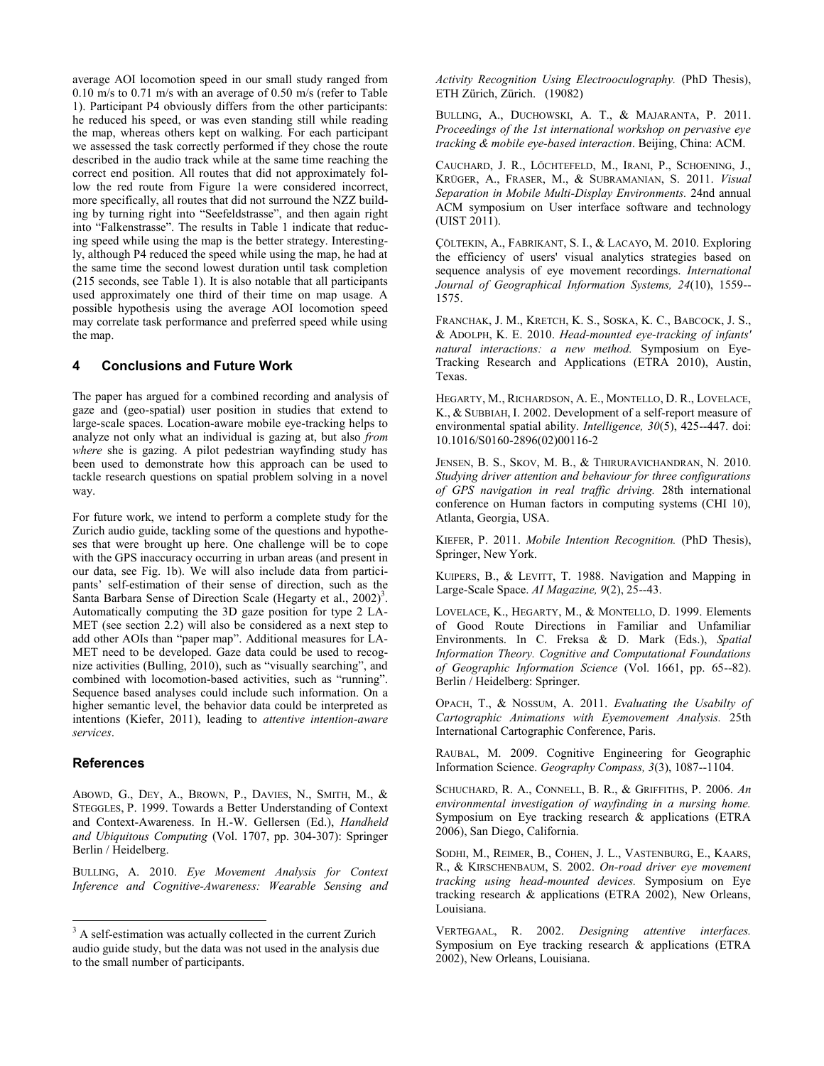average AOI locomotion speed in our small study ranged from 0.10 m/s to 0.71 m/s with an average of 0.50 m/s (refer to Table 1). Participant P4 obviously differs from the other participants: he reduced his speed, or was even standing still while reading the map, whereas others kept on walking. For each participant we assessed the task correctly performed if they chose the route described in the audio track while at the same time reaching the correct end position. All routes that did not approximately follow the red route from Figure 1a were considered incorrect, more specifically, all routes that did not surround the NZZ building by turning right into "Seefeldstrasse", and then again right into "Falkenstrasse". The results in Table 1 indicate that reducing speed while using the map is the better strategy. Interestingly, although P4 reduced the speed while using the map, he had at the same time the second lowest duration until task completion (215 seconds, see Table 1). It is also notable that all participants used approximately one third of their time on map usage. A possible hypothesis using the average AOI locomotion speed may correlate task performance and preferred speed while using the map.

## 4 Conclusions and Future Work

The paper has argued for a combined recording and analysis of gaze and (geo-spatial) user position in studies that extend to large-scale spaces. Location-aware mobile eye-tracking helps to analyze not only what an individual is gazing at, but also *from where* she is gazing. A pilot pedestrian wayfinding study has been used to demonstrate how this approach can be used to tackle research questions on spatial problem solving in a novel way.

For future work, we intend to perform a complete study for the Zurich audio guide, tackling some of the questions and hypotheses that were brought up here. One challenge will be to cope with the GPS inaccuracy occurring in urban areas (and present in our data, see Fig. 1b). We will also include data from participants' self-estimation of their sense of direction, such as the Santa Barbara Sense of Direction Scale (Hegarty et al., 2002)[3]. Automatically computing the 3D gaze position for type 2 LA-MET (see section 2.2) will also be considered as a next step to add other AOIs than "paper map". Additional measures for LA-MET need to be developed. Gaze data could be used to recognize activities (Bulling, 2010), such as "visually searching", and combined with locomotion-based activities, such as "running". Sequence based analyses could include such information. On a higher semantic level, the behavior data could be interpreted as intentions (Kiefer, 2011), leading to *attentive intention-aware services*.

### References

ABOWD, G., DEY, A., BROWN, P., DAVIES, N., SMITH, M., & STEGGLES, P. 1999. Towards a Better Understanding of Context and Context-Awareness. In H.-W. Gellersen (Ed.), *Handheld and Ubiquitous Computing* (Vol. 1707, pp. 304-307): Springer Berlin / Heidelberg.

BULLING, A. 2010. *Eye Movement Analysis for Context Inference and Cognitive-Awareness: Wearable Sensing and Activity Recognition Using Electrooculography.* (PhD Thesis), ETH Zürich, Zürich. (19082)

BULLING, A., DUCHOWSKI, A. T., & MAJARANTA, P. 2011. *Proceedings of the 1st international workshop on pervasive eye tracking & mobile eye-based interaction*. Beijing, China: ACM.

CAUCHARD, J. R., LÖCHTEFELD, M., IRANI, P., SCHOENING, J., KRÜGER, A., FRASER, M., & SUBRAMANIAN, S. 2011. *Visual Separation in Mobile Multi-Display Environments.* 24nd annual ACM symposium on User interface software and technology (UIST 2011).

ÇÖLTEKIN, A., FABRIKANT, S. I., & LACAYO, M. 2010. Exploring the efficiency of users' visual analytics strategies based on sequence analysis of eye movement recordings. *International Journal of Geographical Information Systems, 24*(10), 1559--1575.

FRANCHAK, J. M., KRETCH, K. S., SOSKA, K. C., BABCOCK, J. S., & ADOLPH, K. E. 2010. *Head-mounted eye-tracking of infants' natural interactions: a new method.* Symposium on Eye-Tracking Research and Applications (ETRA 2010), Austin, Texas.

HEGARTY, M., RICHARDSON, A. E., MONTELLO, D. R., LOVELACE, K., & SUBBIAH, I. 2002. Development of a self-report measure of environmental spatial ability. *Intelligence, 30*(5), 425--447. doi: 10.1016/S0160-2896(02)00116-2

JENSEN, B. S., SKOV, M. B., & THIRURAVICHANDRAN, N. 2010. *Studying driver attention and behaviour for three configurations of GPS navigation in real traffic driving.* 28th international conference on Human factors in computing systems (CHI 10), Atlanta, Georgia, USA.

KIEFER, P. 2011. *Mobile Intention Recognition.* (PhD Thesis), Springer, New York.

KUIPERS, B., & LEVITT, T. 1988. Navigation and Mapping in Large-Scale Space. *AI Magazine, 9*(2), 25--43.

LOVELACE, K., HEGARTY, M., & MONTELLO, D. 1999. Elements of Good Route Directions in Familiar and Unfamiliar Environments. In C. Freksa & D. Mark (Eds.), *Spatial Information Theory. Cognitive and Computational Foundations of Geographic Information Science* (Vol. 1661, pp. 65--82). Berlin / Heidelberg: Springer.

OPACH, T., & NOSSUM, A. 2011. *Evaluating the Usabilty of Cartographic Animations with Eyemovement Analysis.* 25th International Cartographic Conference, Paris.

RAUBAL, M. 2009. Cognitive Engineering for Geographic Information Science. *Geography Compass, 3*(3), 1087--1104.

SCHUCHARD, R. A., CONNELL, B. R., & GRIFFITHS, P. 2006. *An environmental investigation of wayfinding in a nursing home.* Symposium on Eye tracking research & applications (ETRA 2006), San Diego, California.

SODHI, M., REIMER, B., COHEN, J. L., VASTENBURG, E., KAARS, R., & KIRSCHENBAUM, S. 2002. *On-road driver eye movement tracking using head-mounted devices.* Symposium on Eye tracking research & applications (ETRA 2002), New Orleans, Louisiana.

VERTEGAAL, R. 2002. *Designing attentive interfaces.* Symposium on Eye tracking research & applications (ETRA 2002), New Orleans, Louisiana.

[3] A self-estimation was actually collected in the current Zurich audio guide study, but the data was not used in the analysis due to the small number of participants.